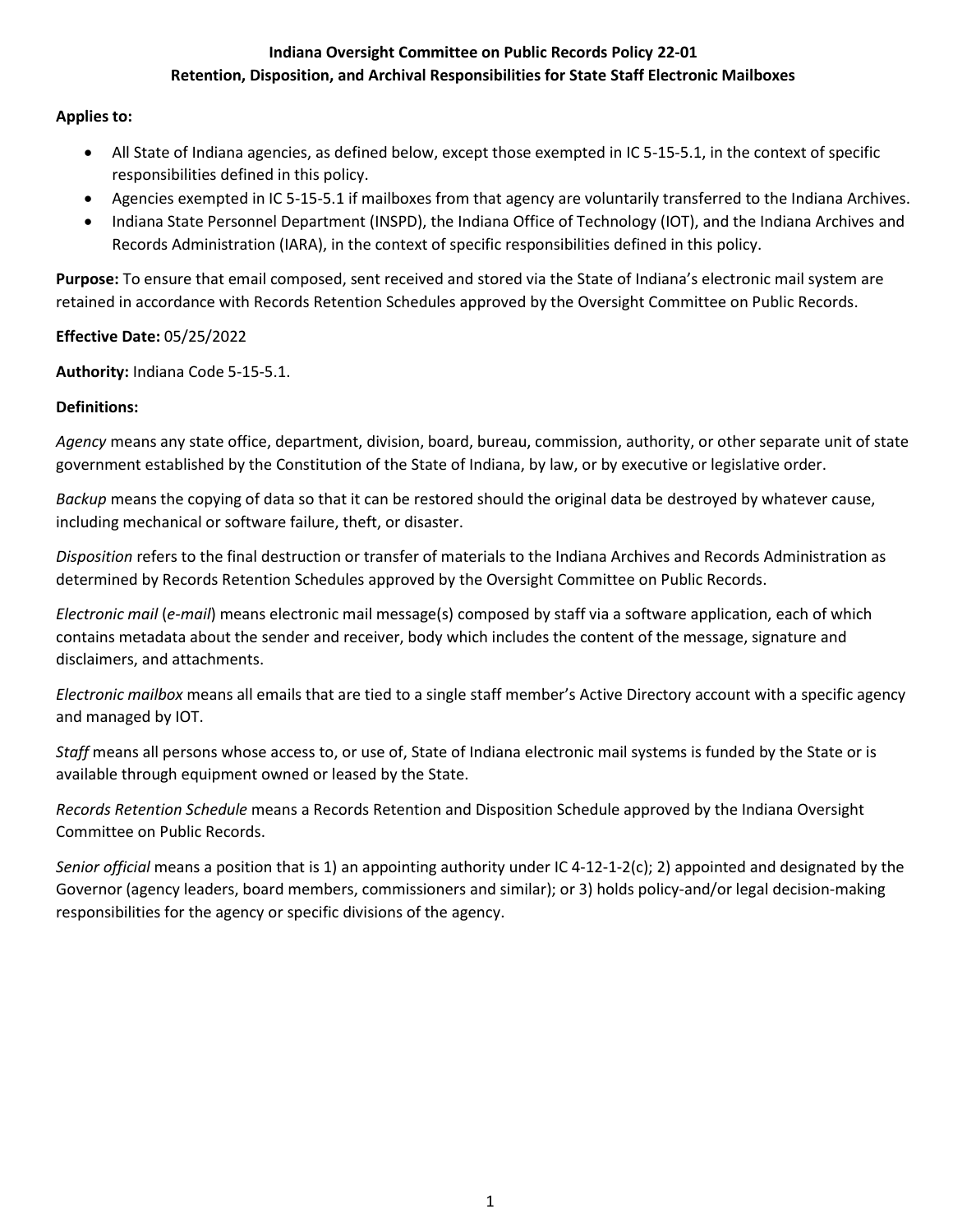# Indiana Oversight Committee on Public Records Policy 22-01
## Retention, Disposition, and Archival Responsibilities for State Staff Electronic Mailboxes

**Applies to:**

- All State of Indiana agencies, as defined below, except those exempted in IC 5-15-5.1, in the context of specific responsibilities defined in this policy.
- Agencies exempted in IC 5-15-5.1 if mailboxes from that agency are voluntarily transferred to the Indiana Archives.
- Indiana State Personnel Department (INSPD), the Indiana Office of Technology (IOT), and the Indiana Archives and Records Administration (IARA), in the context of specific responsibilities defined in this policy.

**Purpose:** To ensure that email composed, sent received and stored via the State of Indiana's electronic mail system are retained in accordance with Records Retention Schedules approved by the Oversight Committee on Public Records.

**Effective Date:** 05/25/2022

**Authority:** Indiana Code 5-15-5.1.

**Definitions:**

*Agency* means any state office, department, division, board, bureau, commission, authority, or other separate unit of state government established by the Constitution of the State of Indiana, by law, or by executive or legislative order.

*Backup* means the copying of data so that it can be restored should the original data be destroyed by whatever cause, including mechanical or software failure, theft, or disaster.

*Disposition* refers to the final destruction or transfer of materials to the Indiana Archives and Records Administration as determined by Records Retention Schedules approved by the Oversight Committee on Public Records.

*Electronic mail* (*e-mail*) means electronic mail message(s) composed by staff via a software application, each of which contains metadata about the sender and receiver, body which includes the content of the message, signature and disclaimers, and attachments.

*Electronic mailbox* means all emails that are tied to a single staff member's Active Directory account with a specific agency and managed by IOT.

*Staff* means all persons whose access to, or use of, State of Indiana electronic mail systems is funded by the State or is available through equipment owned or leased by the State.

*Records Retention Schedule* means a Records Retention and Disposition Schedule approved by the Indiana Oversight Committee on Public Records.

*Senior official* means a position that is 1) an appointing authority under IC 4-12-1-2(c); 2) appointed and designated by the Governor (agency leaders, board members, commissioners and similar); or 3) holds policy-and/or legal decision-making responsibilities for the agency or specific divisions of the agency.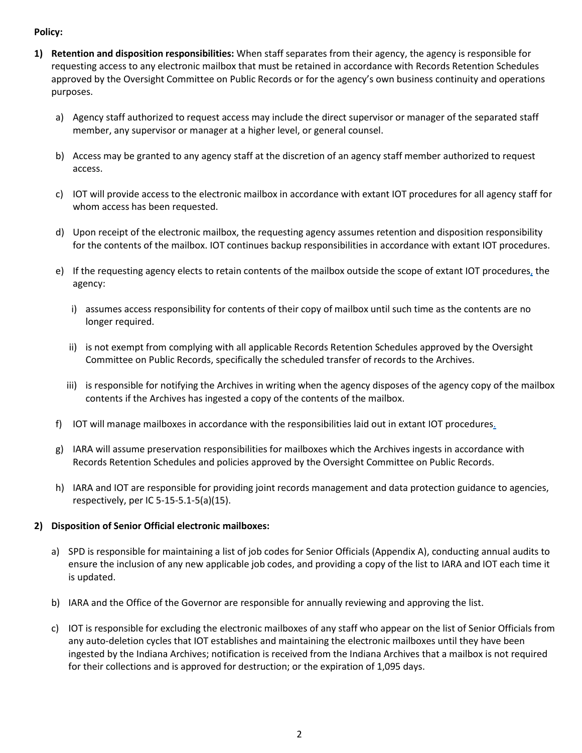**Policy:**

1) **Retention and disposition responsibilities:** When staff separates from their agency, the agency is responsible for requesting access to any electronic mailbox that must be retained in accordance with Records Retention Schedules approved by the Oversight Committee on Public Records or for the agency's own business continuity and operations purposes.

   a) Agency staff authorized to request access may include the direct supervisor or manager of the separated staff member, any supervisor or manager at a higher level, or general counsel.

   b) Access may be granted to any agency staff at the discretion of an agency staff member authorized to request access.

   c) IOT will provide access to the electronic mailbox in accordance with extant IOT procedures for all agency staff for whom access has been requested.

   d) Upon receipt of the electronic mailbox, the requesting agency assumes retention and disposition responsibility for the contents of the mailbox. IOT continues backup responsibilities in accordance with extant IOT procedures.

   e) If the requesting agency elects to retain contents of the mailbox outside the scope of extant IOT procedures, the agency:

      i) assumes access responsibility for contents of their copy of mailbox until such time as the contents are no longer required.

      ii) is not exempt from complying with all applicable Records Retention Schedules approved by the Oversight Committee on Public Records, specifically the scheduled transfer of records to the Archives.

      iii) is responsible for notifying the Archives in writing when the agency disposes of the agency copy of the mailbox contents if the Archives has ingested a copy of the contents of the mailbox.

   f) IOT will manage mailboxes in accordance with the responsibilities laid out in extant IOT procedures.

   g) IARA will assume preservation responsibilities for mailboxes which the Archives ingests in accordance with Records Retention Schedules and policies approved by the Oversight Committee on Public Records.

   h) IARA and IOT are responsible for providing joint records management and data protection guidance to agencies, respectively, per IC 5-15-5.1-5(a)(15).

2) **Disposition of Senior Official electronic mailboxes:**

   a) SPD is responsible for maintaining a list of job codes for Senior Officials (Appendix A), conducting annual audits to ensure the inclusion of any new applicable job codes, and providing a copy of the list to IARA and IOT each time it is updated.

   b) IARA and the Office of the Governor are responsible for annually reviewing and approving the list.

   c) IOT is responsible for excluding the electronic mailboxes of any staff who appear on the list of Senior Officials from any auto-deletion cycles that IOT establishes and maintaining the electronic mailboxes until they have been ingested by the Indiana Archives; notification is received from the Indiana Archives that a mailbox is not required for their collections and is approved for destruction; or the expiration of 1,095 days.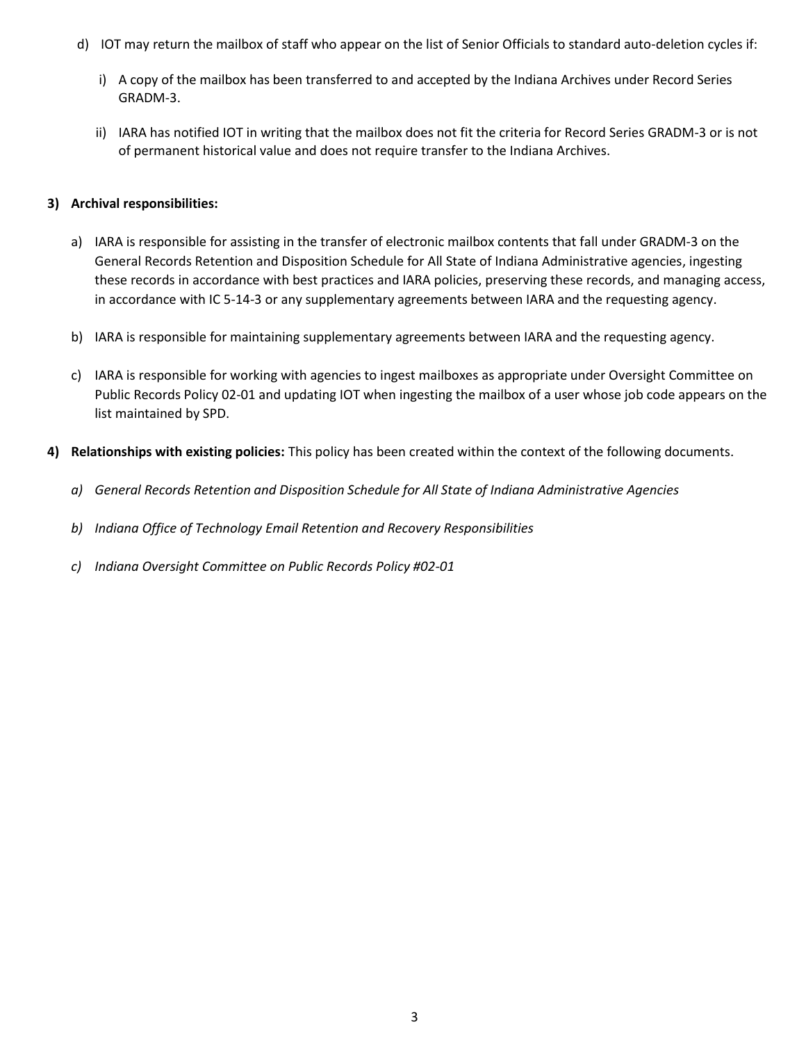d) IOT may return the mailbox of staff who appear on the list of Senior Officials to standard auto-deletion cycles if:

   i) A copy of the mailbox has been transferred to and accepted by the Indiana Archives under Record Series GRADM-3.

   ii) IARA has notified IOT in writing that the mailbox does not fit the criteria for Record Series GRADM-3 or is not of permanent historical value and does not require transfer to the Indiana Archives.

**3) Archival responsibilities:**

a) IARA is responsible for assisting in the transfer of electronic mailbox contents that fall under GRADM-3 on the General Records Retention and Disposition Schedule for All State of Indiana Administrative agencies, ingesting these records in accordance with best practices and IARA policies, preserving these records, and managing access, in accordance with IC 5-14-3 or any supplementary agreements between IARA and the requesting agency.

b) IARA is responsible for maintaining supplementary agreements between IARA and the requesting agency.

c) IARA is responsible for working with agencies to ingest mailboxes as appropriate under Oversight Committee on Public Records Policy 02-01 and updating IOT when ingesting the mailbox of a user whose job code appears on the list maintained by SPD.

**4) Relationships with existing policies:** This policy has been created within the context of the following documents.

*a) General Records Retention and Disposition Schedule for All State of Indiana Administrative Agencies*

*b) Indiana Office of Technology Email Retention and Recovery Responsibilities*

*c) Indiana Oversight Committee on Public Records Policy #02-01*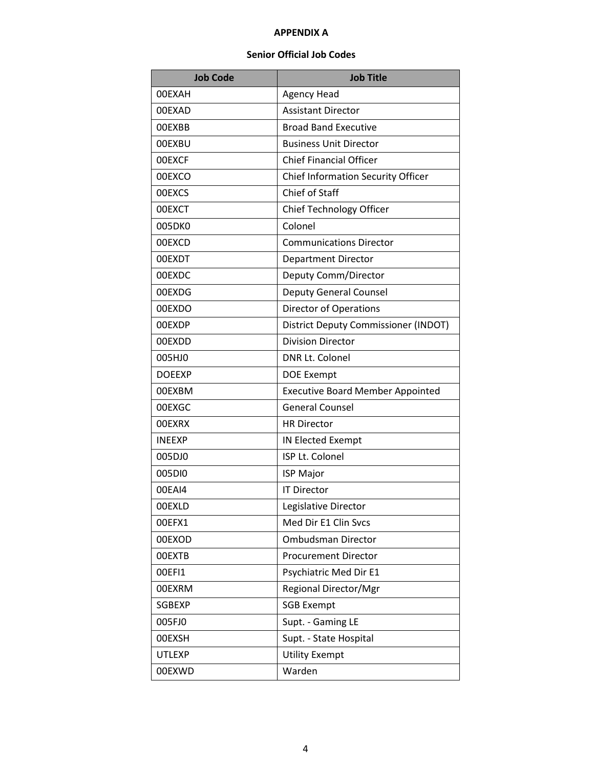**APPENDIX A**

**Senior Official Job Codes**

| Job Code | Job Title |
|---|---|
| 00EXAH | Agency Head |
| 00EXAD | Assistant Director |
| 00EXBB | Broad Band Executive |
| 00EXBU | Business Unit Director |
| 00EXCF | Chief Financial Officer |
| 00EXCO | Chief Information Security Officer |
| 00EXCS | Chief of Staff |
| 00EXCT | Chief Technology Officer |
| 005DK0 | Colonel |
| 00EXCD | Communications Director |
| 00EXDT | Department Director |
| 00EXDC | Deputy Comm/Director |
| 00EXDG | Deputy General Counsel |
| 00EXDO | Director of Operations |
| 00EXDP | District Deputy Commissioner (INDOT) |
| 00EXDD | Division Director |
| 005HJ0 | DNR Lt. Colonel |
| DOEEXP | DOE Exempt |
| 00EXBM | Executive Board Member Appointed |
| 00EXGC | General Counsel |
| 00EXRX | HR Director |
| INEEXP | IN Elected Exempt |
| 005DJ0 | ISP Lt. Colonel |
| 005DI0 | ISP Major |
| 00EAI4 | IT Director |
| 00EXLD | Legislative Director |
| 00EFX1 | Med Dir E1 Clin Svcs |
| 00EXOD | Ombudsman Director |
| 00EXTB | Procurement Director |
| 00EFI1 | Psychiatric Med Dir E1 |
| 00EXRM | Regional Director/Mgr |
| SGBEXP | SGB Exempt |
| 005FJ0 | Supt. - Gaming LE |
| 00EXSH | Supt. - State Hospital |
| UTLEXP | Utility Exempt |
| 00EXWD | Warden |